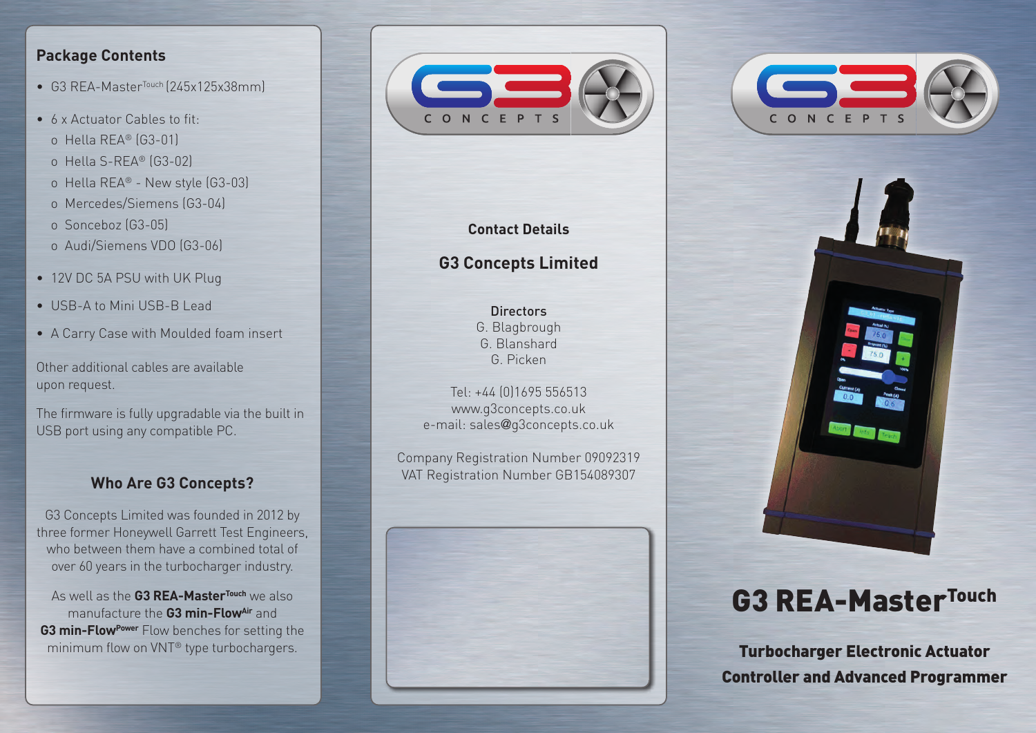## Package Contents

- G3 REA-Master[Touch] (245x125x38mm)
- 6 x Actuator Cables to fit:
  - Hella REA® (G3-01)
  - Hella S-REA® (G3-02)
  - Hella REA® - New style (G3-03)
  - Mercedes/Siemens (G3-04)
  - Sonceboz (G3-05)
  - Audi/Siemens VDO (G3-06)
- 12V DC 5A PSU with UK Plug
- USB-A to Mini USB-B Lead
- A Carry Case with Moulded foam insert

Other additional cables are available upon request.

The firmware is fully upgradable via the built in USB port using any compatible PC.

### Who Are G3 Concepts?

G3 Concepts Limited was founded in 2012 by three former Honeywell Garrett Test Engineers, who between them have a combined total of over 60 years in the turbocharger industry.

As well as the **G3 REA-Master[Touch]** we also manufacture the **G3 min-Flow[Air]** and **G3 min-Flow[Power]** Flow benches for setting the minimum flow on VNT® type turbochargers.

G3 CONCEPTS

### Contact Details

## G3 Concepts Limited

**Directors**
G. Blagbrough
G. Blanshard
G. Picken

Tel: +44 (0)1695 556513
www.g3concepts.co.uk
e-mail: sales@g3concepts.co.uk

Company Registration Number 09092319
VAT Registration Number GB154089307

G3 CONCEPTS

# G3 REA-Master[Touch]

**Turbocharger Electronic Actuator Controller and Advanced Programmer**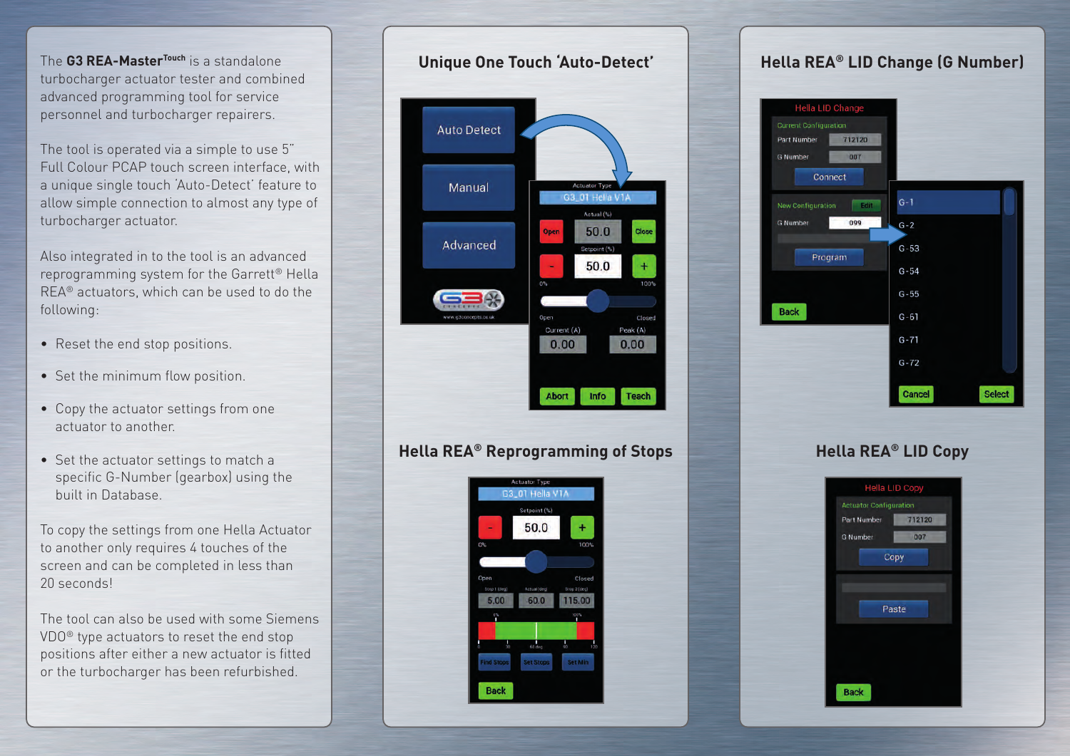The **G3 REA-Master**Touch is a standalone turbocharger actuator tester and combined advanced programming tool for service personnel and turbocharger repairers.

The tool is operated via a simple to use 5" Full Colour PCAP touch screen interface, with a unique single touch 'Auto-Detect' feature to allow simple connection to almost any type of turbocharger actuator.

Also integrated in to the tool is an advanced reprogramming system for the Garrett® Hella REA® actuators, which can be used to do the following:

- Reset the end stop positions.
- Set the minimum flow position.
- Copy the actuator settings from one actuator to another.
- Set the actuator settings to match a specific G-Number (gearbox) using the built in Database.

To copy the settings from one Hella Actuator to another only requires 4 touches of the screen and can be completed in less than 20 seconds!

The tool can also be used with some Siemens VDO® type actuators to reset the end stop positions after either a new actuator is fitted or the turbocharger has been refurbished.

## Unique One Touch 'Auto-Detect'

## Hella REA® Reprogramming of Stops

## Hella REA® LID Change (G Number)

## Hella REA® LID Copy